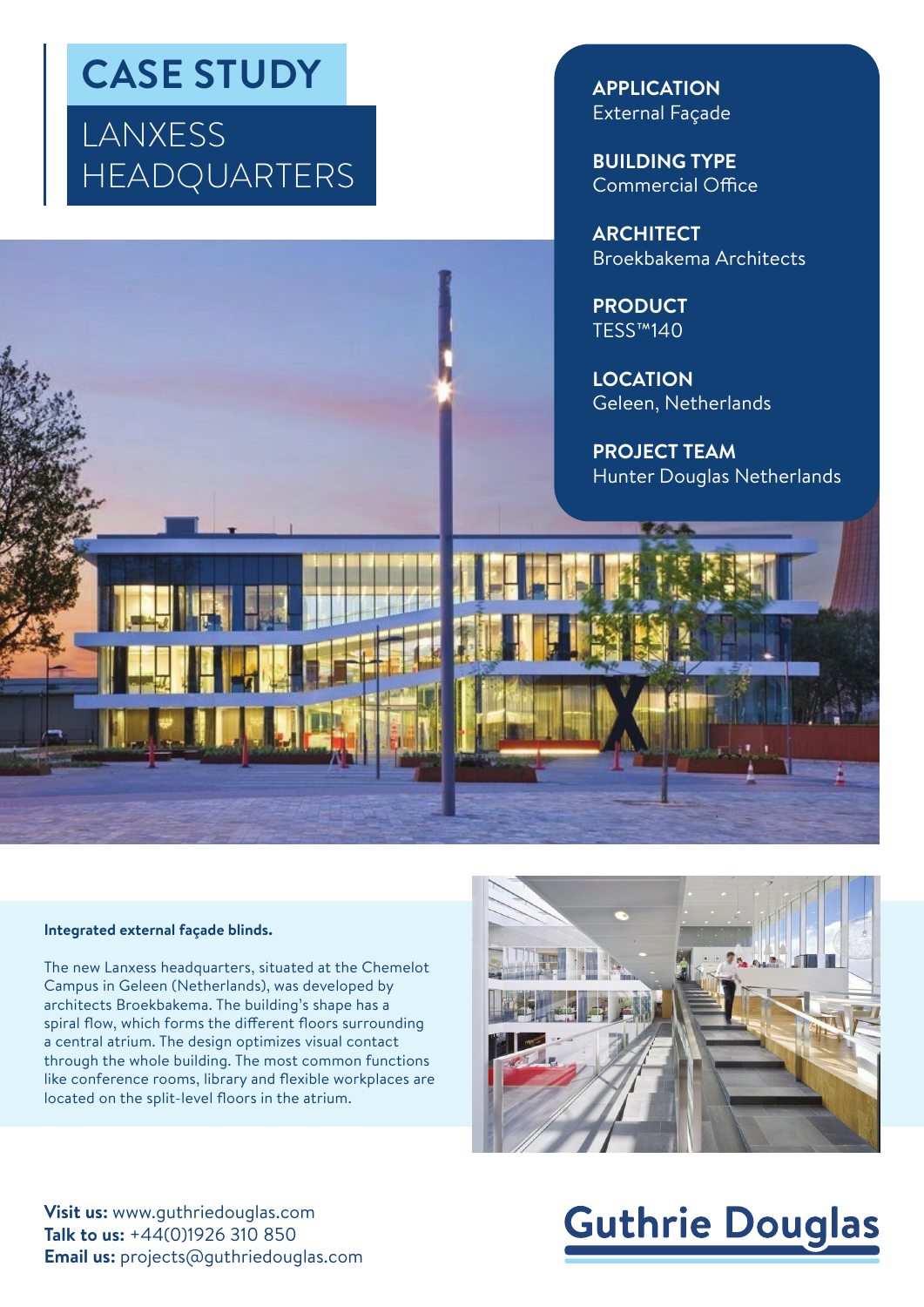# CASE STUDY

## LANXESS HEADQUARTERS

**APPLICATION**
External Façade

**BUILDING TYPE**
Commercial Office

**ARCHITECT**
Broekbakema Architects

**PRODUCT**
TESS™140

**LOCATION**
Geleen, Netherlands

**PROJECT TEAM**
Hunter Douglas Netherlands

**Integrated external façade blinds.**

The new Lanxess headquarters, situated at the Chemelot Campus in Geleen (Netherlands), was developed by architects Broekbakema. The building's shape has a spiral flow, which forms the different floors surrounding a central atrium. The design optimizes visual contact through the whole building. The most common functions like conference rooms, library and flexible workplaces are located on the split-level floors in the atrium.

**Visit us:** www.guthriedouglas.com
**Talk to us:** +44(0)1926 310 850
**Email us:** projects@guthriedouglas.com

Guthrie Douglas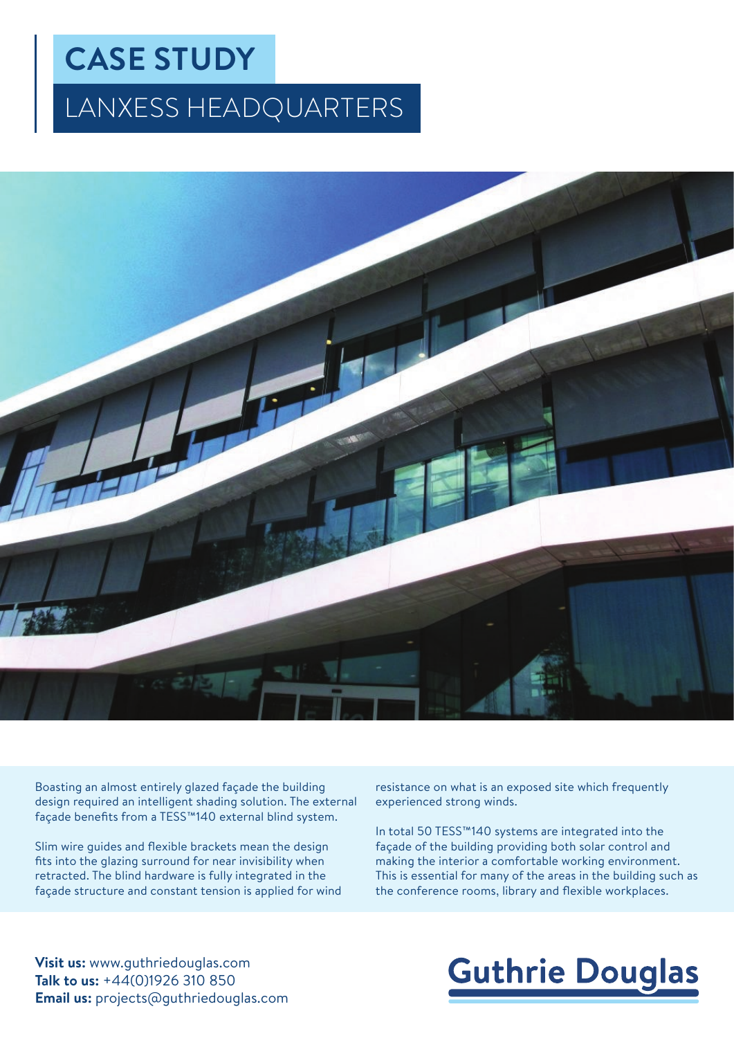# CASE STUDY

## LANXESS HEADQUARTERS

Boasting an almost entirely glazed façade the building design required an intelligent shading solution. The external façade benefits from a TESS™140 external blind system.

Slim wire guides and flexible brackets mean the design fits into the glazing surround for near invisibility when retracted. The blind hardware is fully integrated in the façade structure and constant tension is applied for wind resistance on what is an exposed site which frequently experienced strong winds.

In total 50 TESS™140 systems are integrated into the façade of the building providing both solar control and making the interior a comfortable working environment. This is essential for many of the areas in the building such as the conference rooms, library and flexible workplaces.

**Visit us:** www.guthriedouglas.com
**Talk to us:** +44(0)1926 310 850
**Email us:** projects@guthriedouglas.com

Guthrie Douglas